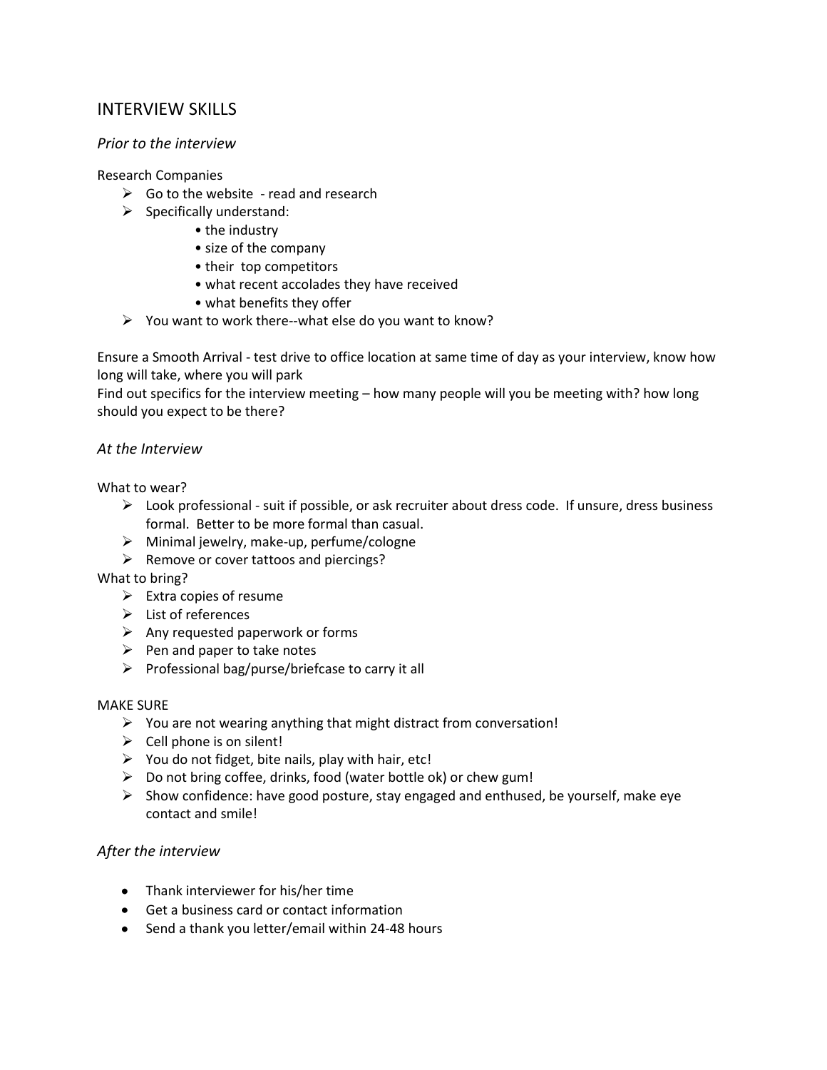# INTERVIEW SKILLS

## *Prior to the interview*

Research Companies

- Go to the website - read and research
- Specifically understand:
    - the industry
    - size of the company
    - their top competitors
    - what recent accolades they have received
    - what benefits they offer
- You want to work there--what else do you want to know?

Ensure a Smooth Arrival - test drive to office location at same time of day as your interview, know how long will take, where you will park

Find out specifics for the interview meeting – how many people will you be meeting with? how long should you expect to be there?

## *At the Interview*

What to wear?

- Look professional - suit if possible, or ask recruiter about dress code. If unsure, dress business formal. Better to be more formal than casual.
- Minimal jewelry, make-up, perfume/cologne
- Remove or cover tattoos and piercings?

What to bring?

- Extra copies of resume
- List of references
- Any requested paperwork or forms
- Pen and paper to take notes
- Professional bag/purse/briefcase to carry it all

MAKE SURE

- You are not wearing anything that might distract from conversation!
- Cell phone is on silent!
- You do not fidget, bite nails, play with hair, etc!
- Do not bring coffee, drinks, food (water bottle ok) or chew gum!
- Show confidence: have good posture, stay engaged and enthused, be yourself, make eye contact and smile!

## *After the interview*

- Thank interviewer for his/her time
- Get a business card or contact information
- Send a thank you letter/email within 24-48 hours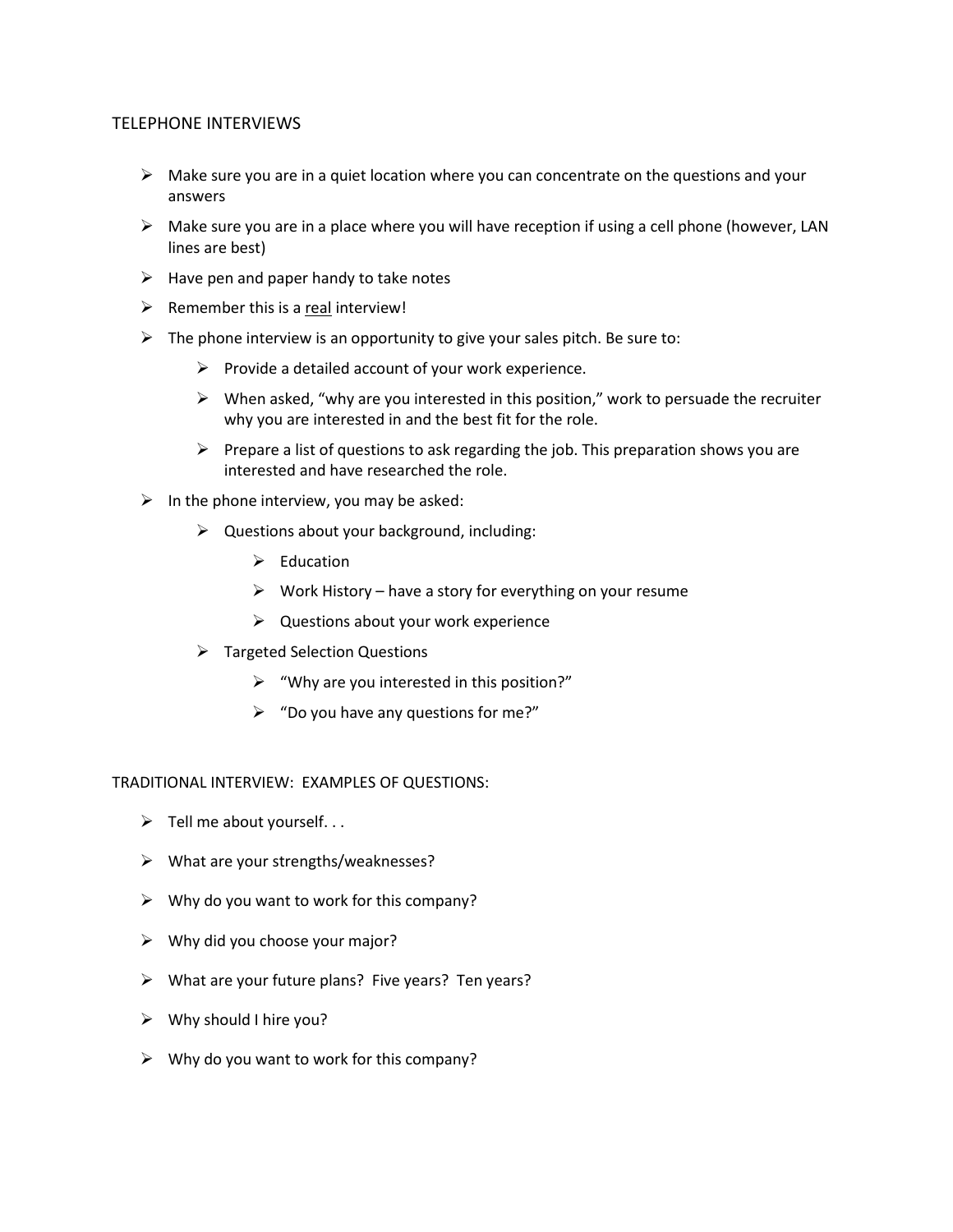## TELEPHONE INTERVIEWS

- Make sure you are in a quiet location where you can concentrate on the questions and your answers
- Make sure you are in a place where you will have reception if using a cell phone (however, LAN lines are best)
- Have pen and paper handy to take notes
- Remember this is a <u>real</u> interview!
- The phone interview is an opportunity to give your sales pitch. Be sure to:
    - Provide a detailed account of your work experience.
    - When asked, "why are you interested in this position," work to persuade the recruiter why you are interested in and the best fit for the role.
    - Prepare a list of questions to ask regarding the job. This preparation shows you are interested and have researched the role.
- In the phone interview, you may be asked:
    - Questions about your background, including:
        - Education
        - Work History – have a story for everything on your resume
        - Questions about your work experience
    - Targeted Selection Questions
        - "Why are you interested in this position?"
        - "Do you have any questions for me?"

## TRADITIONAL INTERVIEW: EXAMPLES OF QUESTIONS:

- Tell me about yourself. . .
- What are your strengths/weaknesses?
- Why do you want to work for this company?
- Why did you choose your major?
- What are your future plans? Five years? Ten years?
- Why should I hire you?
- Why do you want to work for this company?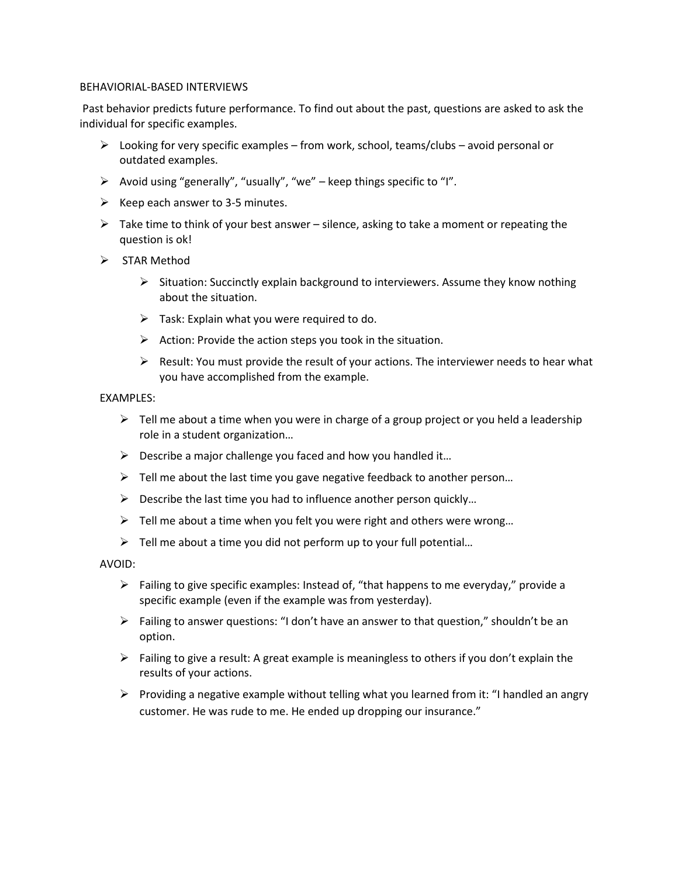## BEHAVIORIAL-BASED INTERVIEWS

Past behavior predicts future performance. To find out about the past, questions are asked to ask the individual for specific examples.

- Looking for very specific examples – from work, school, teams/clubs – avoid personal or outdated examples.
- Avoid using "generally", "usually", "we" – keep things specific to "I".
- Keep each answer to 3-5 minutes.
- Take time to think of your best answer – silence, asking to take a moment or repeating the question is ok!
- STAR Method
  - Situation: Succinctly explain background to interviewers. Assume they know nothing about the situation.
  - Task: Explain what you were required to do.
  - Action: Provide the action steps you took in the situation.
  - Result: You must provide the result of your actions. The interviewer needs to hear what you have accomplished from the example.

EXAMPLES:

- Tell me about a time when you were in charge of a group project or you held a leadership role in a student organization…
- Describe a major challenge you faced and how you handled it…
- Tell me about the last time you gave negative feedback to another person…
- Describe the last time you had to influence another person quickly…
- Tell me about a time when you felt you were right and others were wrong…
- Tell me about a time you did not perform up to your full potential…

AVOID:

- Failing to give specific examples: Instead of, "that happens to me everyday," provide a specific example (even if the example was from yesterday).
- Failing to answer questions: "I don't have an answer to that question," shouldn't be an option.
- Failing to give a result: A great example is meaningless to others if you don't explain the results of your actions.
- Providing a negative example without telling what you learned from it: "I handled an angry customer. He was rude to me. He ended up dropping our insurance."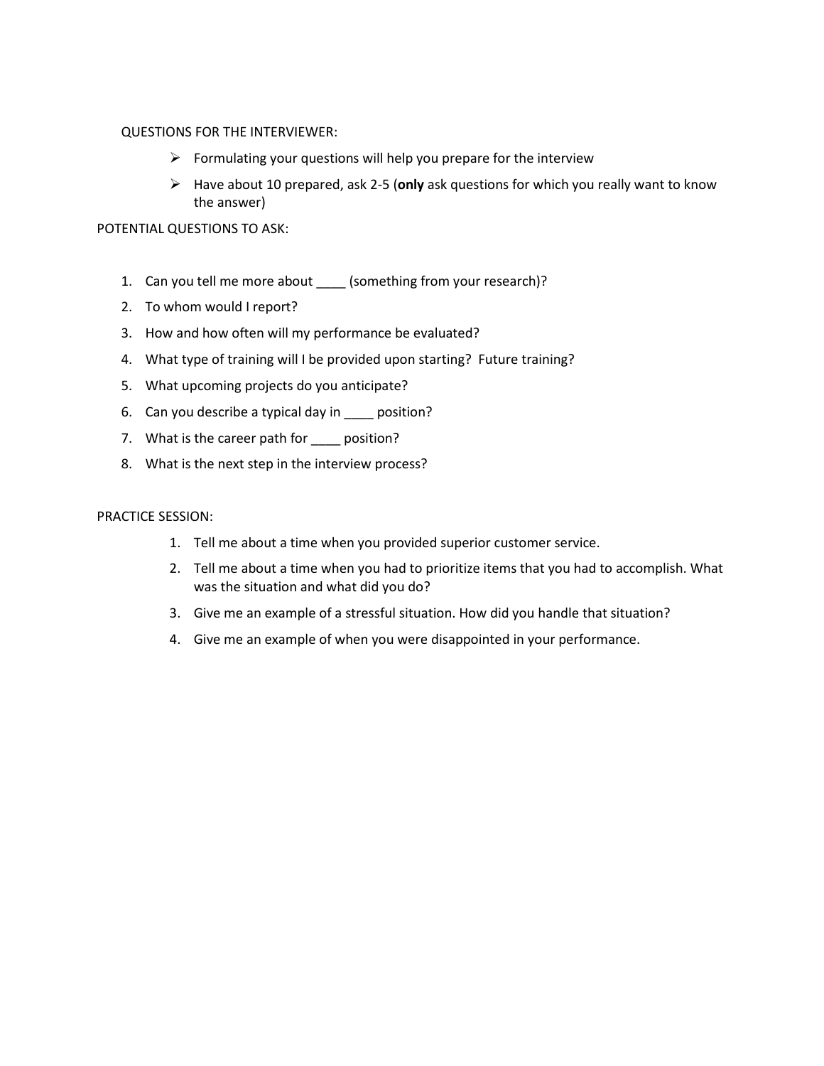QUESTIONS FOR THE INTERVIEWER:

- Formulating your questions will help you prepare for the interview
- Have about 10 prepared, ask 2-5 (**only** ask questions for which you really want to know the answer)

POTENTIAL QUESTIONS TO ASK:

1. Can you tell me more about ____ (something from your research)?
2. To whom would I report?
3. How and how often will my performance be evaluated?
4. What type of training will I be provided upon starting? Future training?
5. What upcoming projects do you anticipate?
6. Can you describe a typical day in ____ position?
7. What is the career path for ____ position?
8. What is the next step in the interview process?

PRACTICE SESSION:

1. Tell me about a time when you provided superior customer service.
2. Tell me about a time when you had to prioritize items that you had to accomplish. What was the situation and what did you do?
3. Give me an example of a stressful situation. How did you handle that situation?
4. Give me an example of when you were disappointed in your performance.